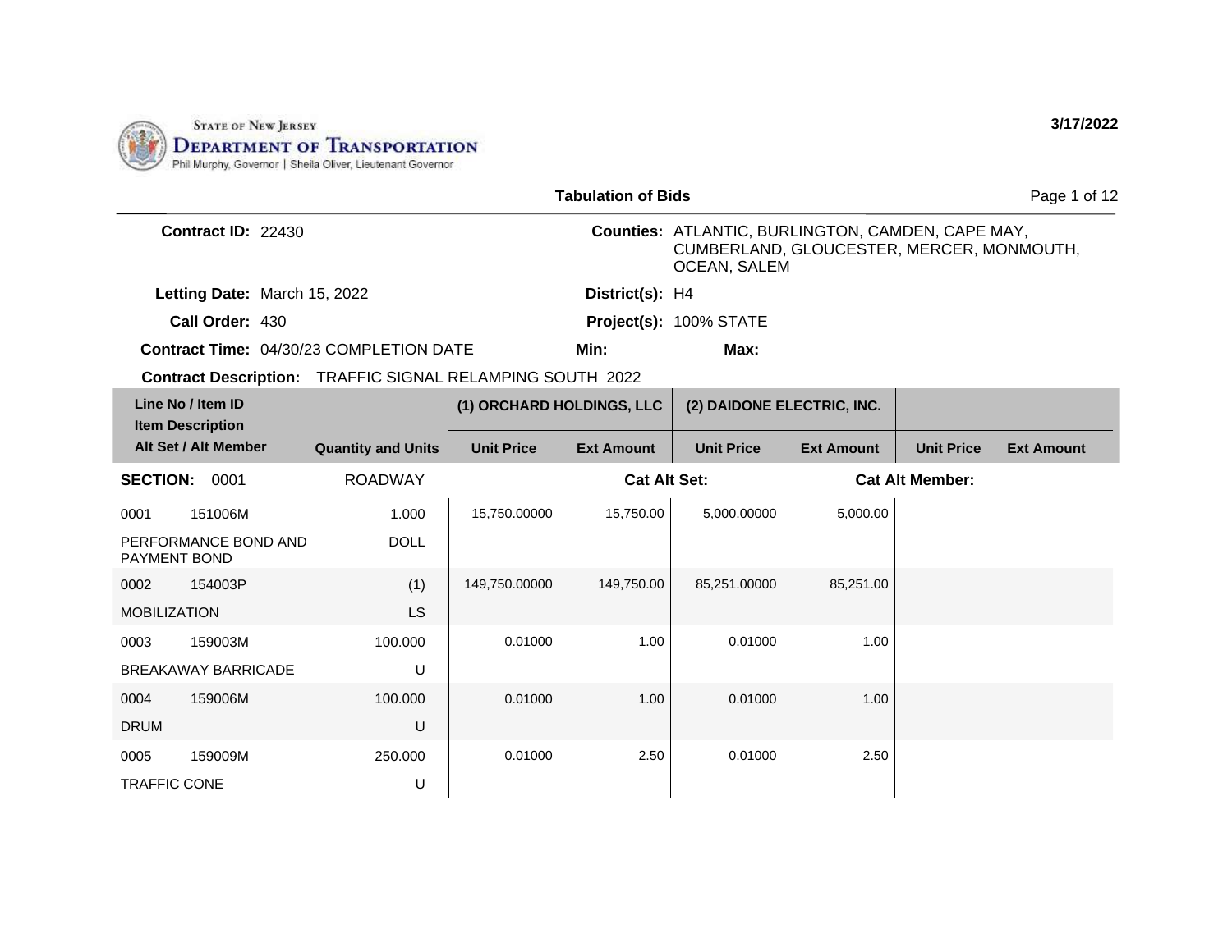State of New Jersey
Department of Transportation
Phil Murphy, Governor | Sheila Oliver, Lieutenant Governor

3/17/2022

## Tabulation of Bids

**Contract ID:** 22430

**Counties:** ATLANTIC, BURLINGTON, CAMDEN, CAPE MAY, CUMBERLAND, GLOUCESTER, MERCER, MONMOUTH, OCEAN, SALEM

**Letting Date:** March 15, 2022

**District(s):** H4

**Call Order:** 430

**Project(s):** 100% STATE

**Contract Time:** 04/30/23 COMPLETION DATE

**Min:**

**Max:**

**Contract Description:** TRAFFIC SIGNAL RELAMPING SOUTH 2022

| Line No / Item ID / Item Description / Alt Set / Alt Member | | Quantity and Units | (1) ORCHARD HOLDINGS, LLC | | (2) DAIDONE ELECTRIC, INC. | | | |
|---|---|---|---|---|---|---|---|---|
| | | | Unit Price | Ext Amount | Unit Price | Ext Amount | Unit Price | Ext Amount |
| **SECTION:** 0001 | | ROADWAY | | **Cat Alt Set:** | | **Cat Alt Member:** | | |
| 0001 | 151006M | 1.000 | 15,750.00000 | 15,750.00 | 5,000.00000 | 5,000.00 | | |
| PERFORMANCE BOND AND PAYMENT BOND | | DOLL | | | | | | |
| 0002 | 154003P | (1) | 149,750.00000 | 149,750.00 | 85,251.00000 | 85,251.00 | | |
| MOBILIZATION | | LS | | | | | | |
| 0003 | 159003M | 100.000 | 0.01000 | 1.00 | 0.01000 | 1.00 | | |
| BREAKAWAY BARRICADE | | U | | | | | | |
| 0004 | 159006M | 100.000 | 0.01000 | 1.00 | 0.01000 | 1.00 | | |
| DRUM | | U | | | | | | |
| 0005 | 159009M | 250.000 | 0.01000 | 2.50 | 0.01000 | 2.50 | | |
| TRAFFIC CONE | | U | | | | | | |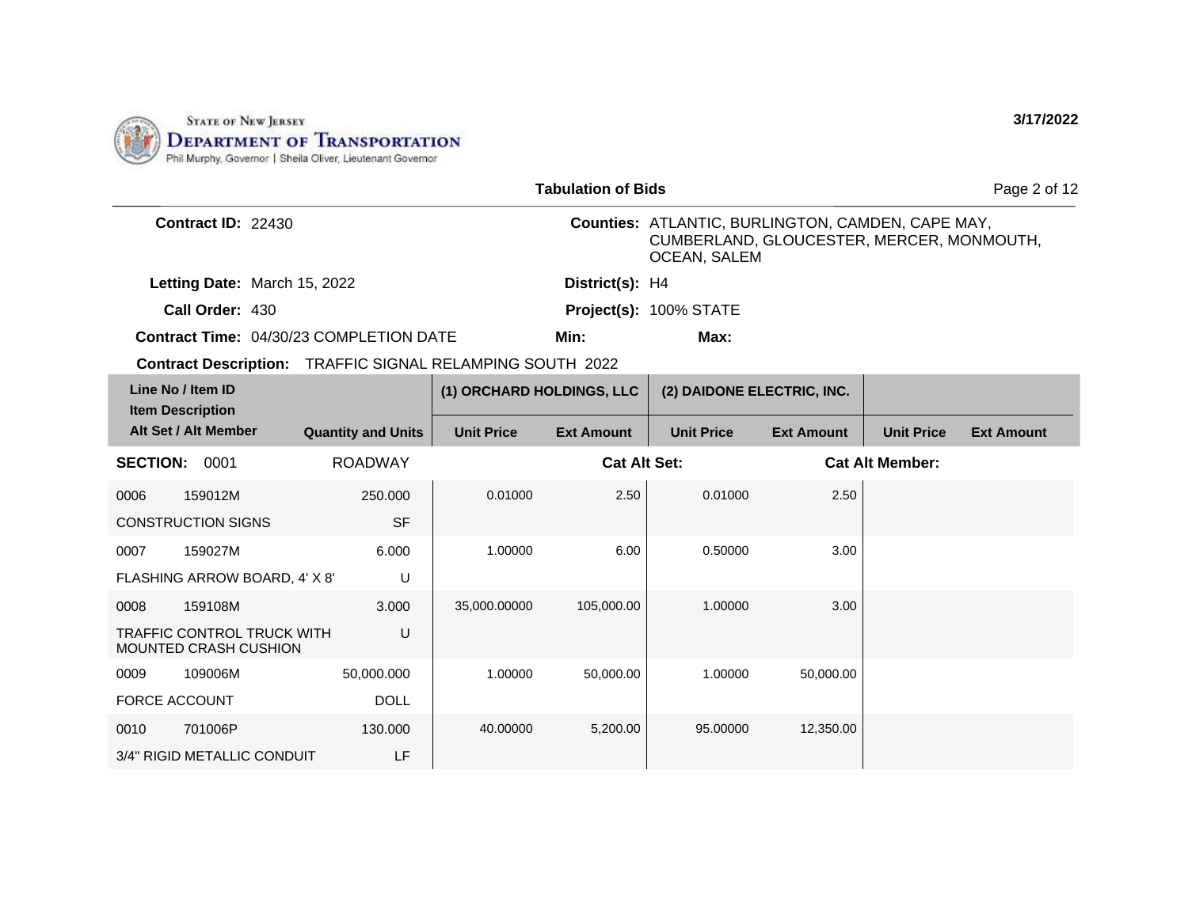State of New Jersey
Department of Transportation
Phil Murphy, Governor | Sheila Oliver, Lieutenant Governor

3/17/2022

## Tabulation of Bids

**Contract ID:** 22430

**Counties:** ATLANTIC, BURLINGTON, CAMDEN, CAPE MAY, CUMBERLAND, GLOUCESTER, MERCER, MONMOUTH, OCEAN, SALEM

**Letting Date:** March 15, 2022

**District(s):** H4

**Call Order:** 430

**Project(s):** 100% STATE

**Contract Time:** 04/30/23 COMPLETION DATE

**Min:**

**Max:**

**Contract Description:** TRAFFIC SIGNAL RELAMPING SOUTH 2022

| Line No / Item ID / Item Description / Alt Set / Alt Member | | Quantity and Units | (1) ORCHARD HOLDINGS, LLC | | (2) DAIDONE ELECTRIC, INC. | | | |
|---|---|---|---|---|---|---|---|---|
| | | | Unit Price | Ext Amount | Unit Price | Ext Amount | Unit Price | Ext Amount |
| **SECTION:** 0001 | | ROADWAY | | **Cat Alt Set:** | | **Cat Alt Member:** | | |
| 0006 | 159012M | 250.000 | 0.01000 | 2.50 | 0.01000 | 2.50 | | |
| CONSTRUCTION SIGNS | | SF | | | | | | |
| 0007 | 159027M | 6.000 | 1.00000 | 6.00 | 0.50000 | 3.00 | | |
| FLASHING ARROW BOARD, 4' X 8' | | U | | | | | | |
| 0008 | 159108M | 3.000 | 35,000.00000 | 105,000.00 | 1.00000 | 3.00 | | |
| TRAFFIC CONTROL TRUCK WITH MOUNTED CRASH CUSHION | | U | | | | | | |
| 0009 | 109006M | 50,000.000 | 1.00000 | 50,000.00 | 1.00000 | 50,000.00 | | |
| FORCE ACCOUNT | | DOLL | | | | | | |
| 0010 | 701006P | 130.000 | 40.00000 | 5,200.00 | 95.00000 | 12,350.00 | | |
| 3/4" RIGID METALLIC CONDUIT | | LF | | | | | | |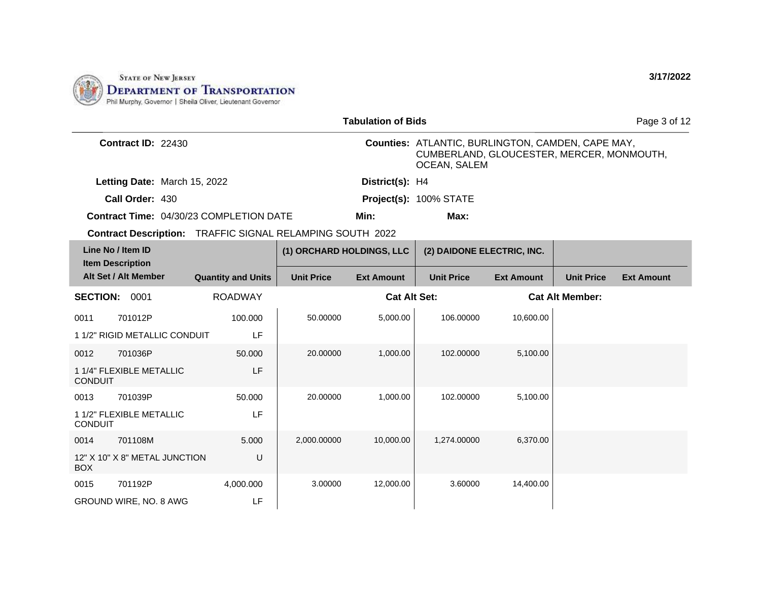STATE OF NEW JERSEY
DEPARTMENT OF TRANSPORTATION
Phil Murphy, Governor | Sheila Oliver, Lieutenant Governor

3/17/2022

## Tabulation of Bids

**Contract ID:** 22430

**Counties:** ATLANTIC, BURLINGTON, CAMDEN, CAPE MAY, CUMBERLAND, GLOUCESTER, MERCER, MONMOUTH, OCEAN, SALEM

**Letting Date:** March 15, 2022

**District(s):** H4

**Call Order:** 430

**Project(s):** 100% STATE

**Contract Time:** 04/30/23 COMPLETION DATE

**Min:**

**Max:**

**Contract Description:** TRAFFIC SIGNAL RELAMPING SOUTH 2022

| Line No / Item ID | Item Description / Alt Set / Alt Member | Quantity and Units | (1) ORCHARD HOLDINGS, LLC Unit Price | (1) ORCHARD HOLDINGS, LLC Ext Amount | (2) DAIDONE ELECTRIC, INC. Unit Price | (2) DAIDONE ELECTRIC, INC. Ext Amount | Unit Price | Ext Amount |
|---|---|---|---|---|---|---|---|---|
| **SECTION: 0001** | ROADWAY | | | Cat Alt Set: | | Cat Alt Member: | | |
| 0011 701012P | 1 1/2" RIGID METALLIC CONDUIT | 100.000 LF | 50.00000 | 5,000.00 | 106.00000 | 10,600.00 | | |
| 0012 701036P | 1 1/4" FLEXIBLE METALLIC CONDUIT | 50.000 LF | 20.00000 | 1,000.00 | 102.00000 | 5,100.00 | | |
| 0013 701039P | 1 1/2" FLEXIBLE METALLIC CONDUIT | 50.000 LF | 20.00000 | 1,000.00 | 102.00000 | 5,100.00 | | |
| 0014 701108M | 12" X 10" X 8" METAL JUNCTION BOX | 5.000 U | 2,000.00000 | 10,000.00 | 1,274.00000 | 6,370.00 | | |
| 0015 701192P | GROUND WIRE, NO. 8 AWG | 4,000.000 LF | 3.00000 | 12,000.00 | 3.60000 | 14,400.00 | | |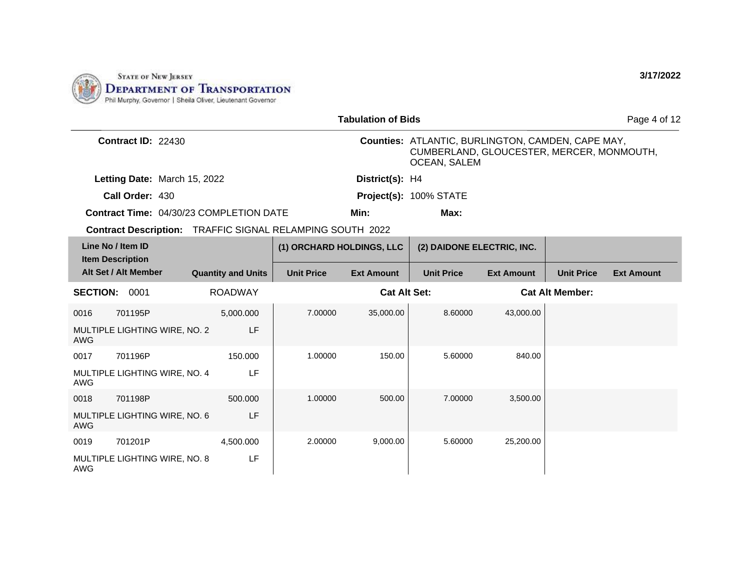State of New Jersey
**Department of Transportation**
Phil Murphy, Governor | Sheila Oliver, Lieutenant Governor

**3/17/2022**

**Tabulation of Bids**

**Contract ID:** 22430

**Counties:** ATLANTIC, BURLINGTON, CAMDEN, CAPE MAY, CUMBERLAND, GLOUCESTER, MERCER, MONMOUTH, OCEAN, SALEM

**Letting Date:** March 15, 2022

**District(s):** H4

**Call Order:** 430

**Project(s):** 100% STATE

**Contract Time:** 04/30/23 COMPLETION DATE

**Min:**

**Max:**

**Contract Description:** TRAFFIC SIGNAL RELAMPING SOUTH 2022

| Line No / Item ID / Item Description / Alt Set / Alt Member | | Quantity and Units | (1) ORCHARD HOLDINGS, LLC | | (2) DAIDONE ELECTRIC, INC. | | | |
|---|---|---|---|---|---|---|---|---|
| | | | Unit Price | Ext Amount | Unit Price | Ext Amount | Unit Price | Ext Amount |
| **SECTION:** 0001 | | ROADWAY | | **Cat Alt Set:** | | | **Cat Alt Member:** | |
| 0016 | 701195P | 5,000.000 | 7.00000 | 35,000.00 | 8.60000 | 43,000.00 | | |
| MULTIPLE LIGHTING WIRE, NO. 2 AWG | | LF | | | | | | |
| 0017 | 701196P | 150.000 | 1.00000 | 150.00 | 5.60000 | 840.00 | | |
| MULTIPLE LIGHTING WIRE, NO. 4 AWG | | LF | | | | | | |
| 0018 | 701198P | 500.000 | 1.00000 | 500.00 | 7.00000 | 3,500.00 | | |
| MULTIPLE LIGHTING WIRE, NO. 6 AWG | | LF | | | | | | |
| 0019 | 701201P | 4,500.000 | 2.00000 | 9,000.00 | 5.60000 | 25,200.00 | | |
| MULTIPLE LIGHTING WIRE, NO. 8 AWG | | LF | | | | | | |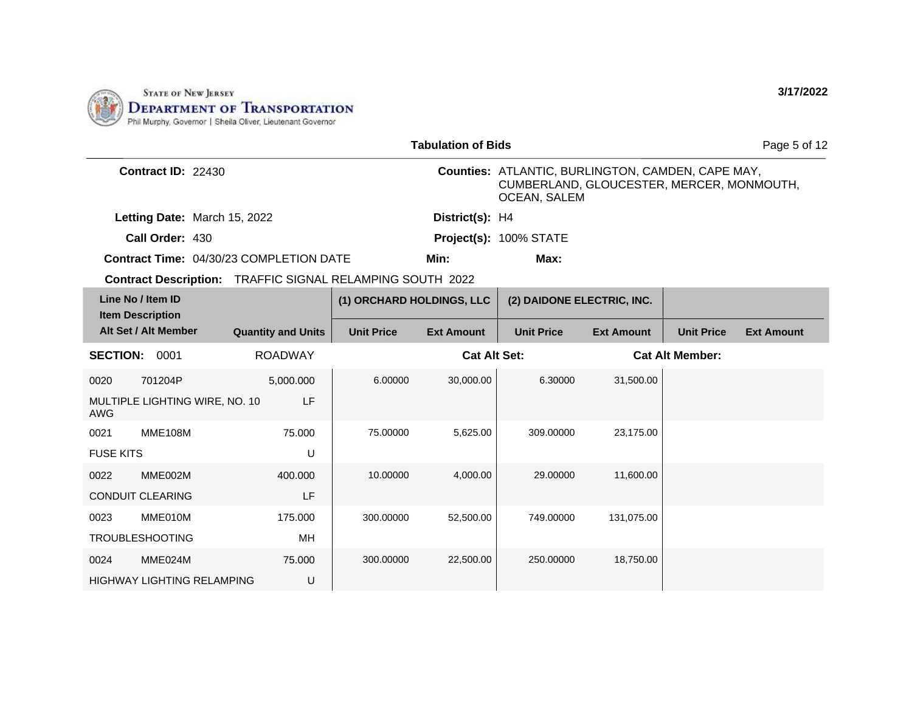State of New Jersey
**Department of Transportation**
Phil Murphy, Governor | Sheila Oliver, Lieutenant Governor

3/17/2022

**Tabulation of Bids**

**Contract ID:** 22430

**Counties:** ATLANTIC, BURLINGTON, CAMDEN, CAPE MAY, CUMBERLAND, GLOUCESTER, MERCER, MONMOUTH, OCEAN, SALEM

**Letting Date:** March 15, 2022

**District(s):** H4

**Call Order:** 430

**Project(s):** 100% STATE

**Contract Time:** 04/30/23 COMPLETION DATE

**Min:**

**Max:**

**Contract Description:** TRAFFIC SIGNAL RELAMPING SOUTH 2022

| Line No / Item ID / Item Description / Alt Set / Alt Member | Quantity and Units | (1) ORCHARD HOLDINGS, LLC | | (2) DAIDONE ELECTRIC, INC. | | | |
|---|---|---|---|---|---|---|---|
| | | Unit Price | Ext Amount | Unit Price | Ext Amount | Unit Price | Ext Amount |
| **SECTION: 0001** | ROADWAY | | **Cat Alt Set:** | | | **Cat Alt Member:** | |
| 0020 701204P MULTIPLE LIGHTING WIRE, NO. 10 AWG | 5,000.000 LF | 6.00000 | 30,000.00 | 6.30000 | 31,500.00 | | |
| 0021 MME108M FUSE KITS | 75.000 U | 75.00000 | 5,625.00 | 309.00000 | 23,175.00 | | |
| 0022 MME002M CONDUIT CLEARING | 400.000 LF | 10.00000 | 4,000.00 | 29.00000 | 11,600.00 | | |
| 0023 MME010M TROUBLESHOOTING | 175.000 MH | 300.00000 | 52,500.00 | 749.00000 | 131,075.00 | | |
| 0024 MME024M HIGHWAY LIGHTING RELAMPING | 75.000 U | 300.00000 | 22,500.00 | 250.00000 | 18,750.00 | | |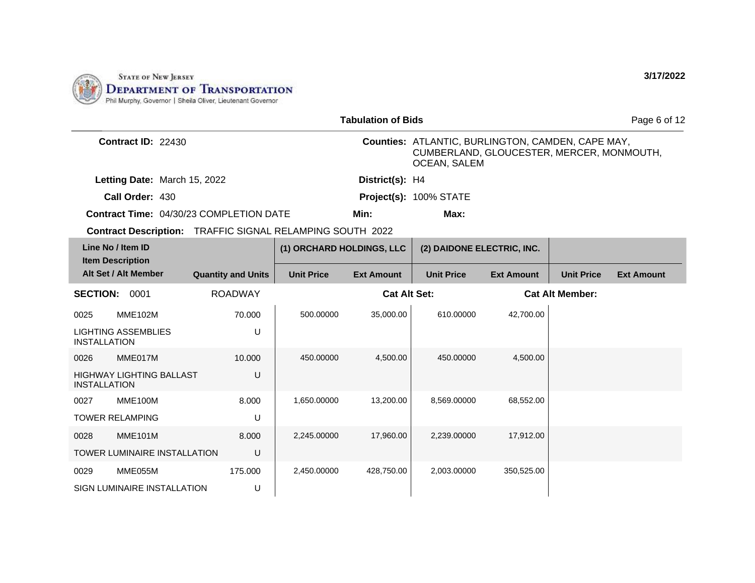STATE OF NEW JERSEY
DEPARTMENT OF TRANSPORTATION
Phil Murphy, Governor | Sheila Oliver, Lieutenant Governor

3/17/2022

## Tabulation of Bids

**Contract ID:** 22430

**Counties:** ATLANTIC, BURLINGTON, CAMDEN, CAPE MAY, CUMBERLAND, GLOUCESTER, MERCER, MONMOUTH, OCEAN, SALEM

**Letting Date:** March 15, 2022

**District(s):** H4

**Call Order:** 430

**Project(s):** 100% STATE

**Contract Time:** 04/30/23 COMPLETION DATE

**Min:**

**Max:**

**Contract Description:** TRAFFIC SIGNAL RELAMPING SOUTH 2022

| Line No / Item ID / Item Description / Alt Set / Alt Member | | Quantity and Units | (1) ORCHARD HOLDINGS, LLC | | (2) DAIDONE ELECTRIC, INC. | | | |
|---|---|---|---|---|---|---|---|---|
| | | | Unit Price | Ext Amount | Unit Price | Ext Amount | Unit Price | Ext Amount |
| **SECTION: 0001** | | ROADWAY | | Cat Alt Set: | | Cat Alt Member: | | |
| 0025 | MME102M | 70.000 | 500.00000 | 35,000.00 | 610.00000 | 42,700.00 | | |
| LIGHTING ASSEMBLIES INSTALLATION | | U | | | | | | |
| 0026 | MME017M | 10.000 | 450.00000 | 4,500.00 | 450.00000 | 4,500.00 | | |
| HIGHWAY LIGHTING BALLAST INSTALLATION | | U | | | | | | |
| 0027 | MME100M | 8.000 | 1,650.00000 | 13,200.00 | 8,569.00000 | 68,552.00 | | |
| TOWER RELAMPING | | U | | | | | | |
| 0028 | MME101M | 8.000 | 2,245.00000 | 17,960.00 | 2,239.00000 | 17,912.00 | | |
| TOWER LUMINAIRE INSTALLATION | | U | | | | | | |
| 0029 | MME055M | 175.000 | 2,450.00000 | 428,750.00 | 2,003.00000 | 350,525.00 | | |
| SIGN LUMINAIRE INSTALLATION | | U | | | | | | |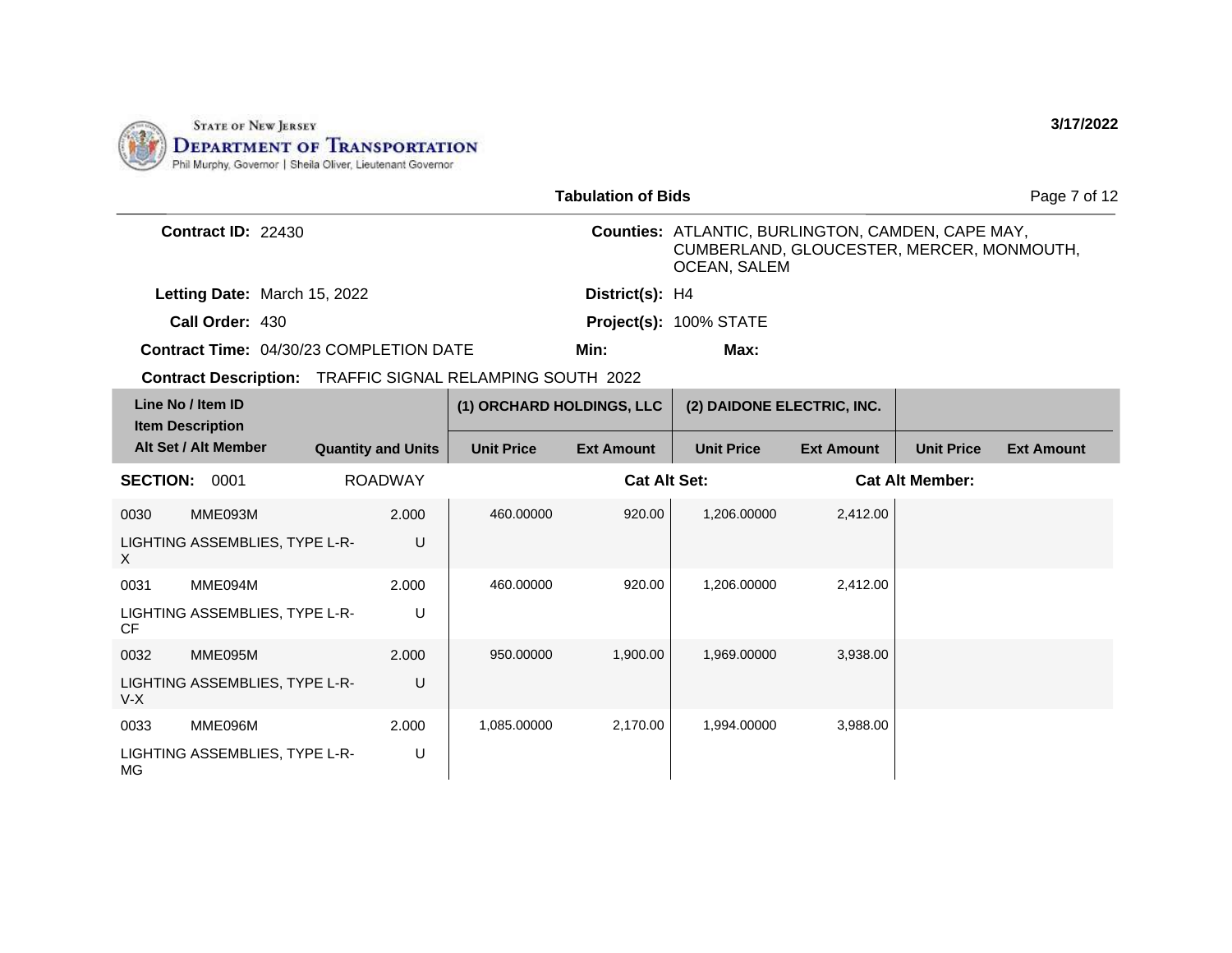State of New Jersey
Department of Transportation
Phil Murphy, Governor | Sheila Oliver, Lieutenant Governor

3/17/2022

## Tabulation of Bids

**Contract ID:** 22430

**Counties:** ATLANTIC, BURLINGTON, CAMDEN, CAPE MAY, CUMBERLAND, GLOUCESTER, MERCER, MONMOUTH, OCEAN, SALEM

**Letting Date:** March 15, 2022

**District(s):** H4

**Call Order:** 430

**Project(s):** 100% STATE

**Contract Time:** 04/30/23 COMPLETION DATE

**Min:**

**Max:**

**Contract Description:** TRAFFIC SIGNAL RELAMPING SOUTH 2022

| Line No / Item ID / Item Description / Alt Set / Alt Member | | Quantity and Units | (1) ORCHARD HOLDINGS, LLC | | (2) DAIDONE ELECTRIC, INC. | | | |
|---|---|---|---|---|---|---|---|---|
| | | | Unit Price | Ext Amount | Unit Price | Ext Amount | Unit Price | Ext Amount |
| **SECTION: 0001** | | ROADWAY | | **Cat Alt Set:** | | **Cat Alt Member:** | | |
| 0030 | MME093M | 2.000 | 460.00000 | 920.00 | 1,206.00000 | 2,412.00 | | |
| LIGHTING ASSEMBLIES, TYPE L-R-X | | U | | | | | | |
| 0031 | MME094M | 2.000 | 460.00000 | 920.00 | 1,206.00000 | 2,412.00 | | |
| LIGHTING ASSEMBLIES, TYPE L-R-CF | | U | | | | | | |
| 0032 | MME095M | 2.000 | 950.00000 | 1,900.00 | 1,969.00000 | 3,938.00 | | |
| LIGHTING ASSEMBLIES, TYPE L-R-V-X | | U | | | | | | |
| 0033 | MME096M | 2.000 | 1,085.00000 | 2,170.00 | 1,994.00000 | 3,988.00 | | |
| LIGHTING ASSEMBLIES, TYPE L-R-MG | | U | | | | | | |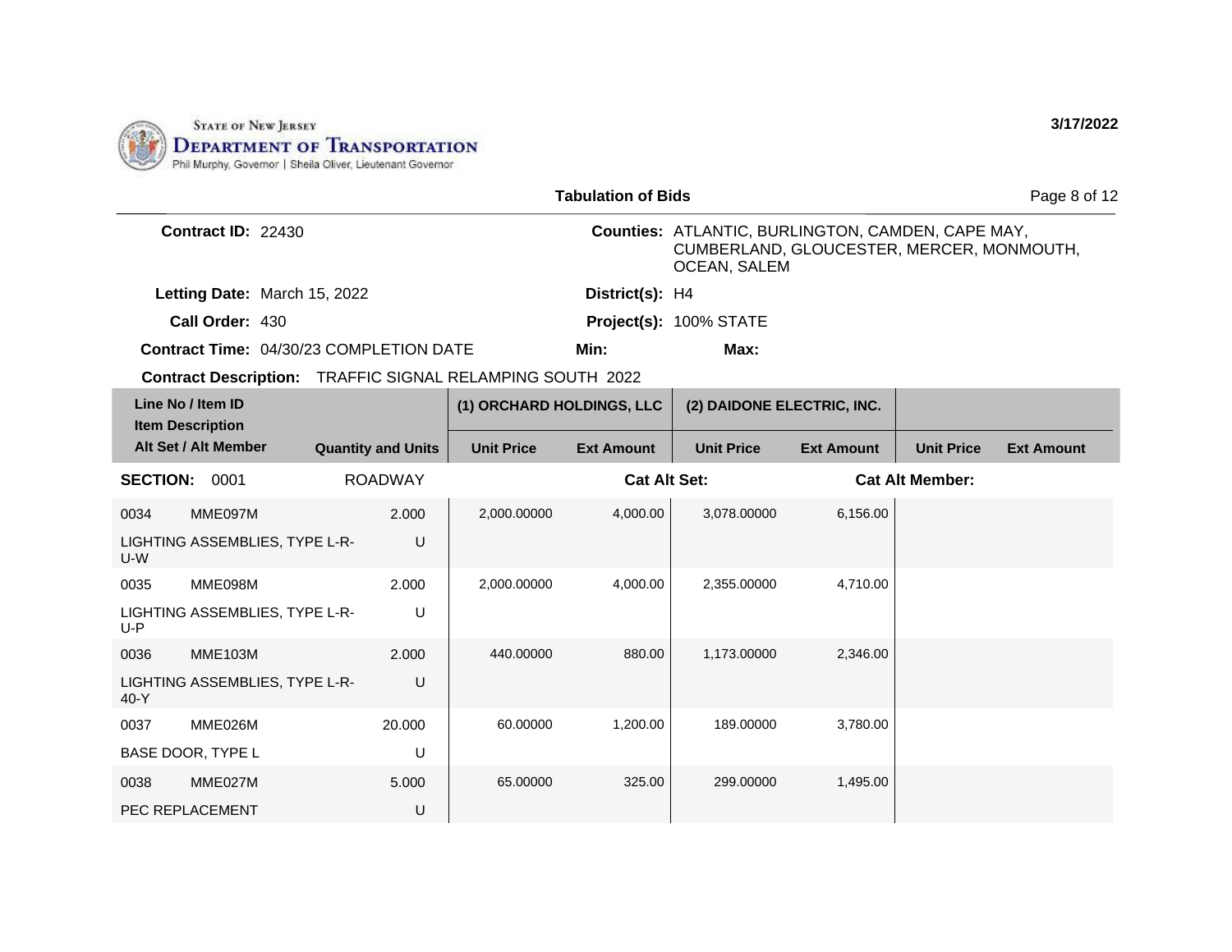State of New Jersey
**Department of Transportation**
Phil Murphy, Governor | Sheila Oliver, Lieutenant Governor

3/17/2022

## Tabulation of Bids

**Contract ID:** 22430

**Counties:** ATLANTIC, BURLINGTON, CAMDEN, CAPE MAY, CUMBERLAND, GLOUCESTER, MERCER, MONMOUTH, OCEAN, SALEM

**Letting Date:** March 15, 2022

**District(s):** H4

**Call Order:** 430

**Project(s):** 100% STATE

**Contract Time:** 04/30/23 COMPLETION DATE

**Min:**

**Max:**

**Contract Description:** TRAFFIC SIGNAL RELAMPING SOUTH 2022

| Line No / Item ID | Item Description / Alt Set / Alt Member | Quantity and Units | (1) ORCHARD HOLDINGS, LLC Unit Price | (1) ORCHARD HOLDINGS, LLC Ext Amount | (2) DAIDONE ELECTRIC, INC. Unit Price | (2) DAIDONE ELECTRIC, INC. Ext Amount | Unit Price | Ext Amount |
|---|---|---|---|---|---|---|---|---|
| **SECTION: 0001** | ROADWAY | | **Cat Alt Set:** | | | **Cat Alt Member:** | | |
| 0034 MME097M | LIGHTING ASSEMBLIES, TYPE L-R-U-W | 2.000 U | 2,000.00000 | 4,000.00 | 3,078.00000 | 6,156.00 | | |
| 0035 MME098M | LIGHTING ASSEMBLIES, TYPE L-R-U-P | 2.000 U | 2,000.00000 | 4,000.00 | 2,355.00000 | 4,710.00 | | |
| 0036 MME103M | LIGHTING ASSEMBLIES, TYPE L-R-40-Y | 2.000 U | 440.00000 | 880.00 | 1,173.00000 | 2,346.00 | | |
| 0037 MME026M | BASE DOOR, TYPE L | 20.000 U | 60.00000 | 1,200.00 | 189.00000 | 3,780.00 | | |
| 0038 MME027M | PEC REPLACEMENT | 5.000 U | 65.00000 | 325.00 | 299.00000 | 1,495.00 | | |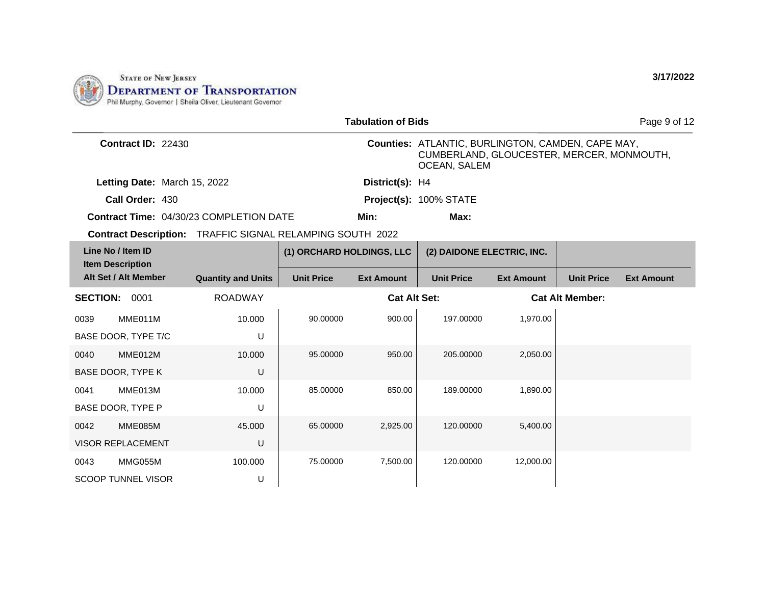STATE OF NEW JERSEY
DEPARTMENT OF TRANSPORTATION
Phil Murphy, Governor | Sheila Oliver, Lieutenant Governor

3/17/2022

**Tabulation of Bids**

**Contract ID:** 22430

**Counties:** ATLANTIC, BURLINGTON, CAMDEN, CAPE MAY, CUMBERLAND, GLOUCESTER, MERCER, MONMOUTH, OCEAN, SALEM

**Letting Date:** March 15, 2022

**District(s):** H4

**Call Order:** 430

**Project(s):** 100% STATE

**Contract Time:** 04/30/23 COMPLETION DATE

**Min:**

**Max:**

**Contract Description:** TRAFFIC SIGNAL RELAMPING SOUTH 2022

| Line No / Item ID / Item Description / Alt Set / Alt Member | | Quantity and Units | (1) ORCHARD HOLDINGS, LLC | | (2) DAIDONE ELECTRIC, INC. | | | |
|---|---|---|---|---|---|---|---|---|
| | | | Unit Price | Ext Amount | Unit Price | Ext Amount | Unit Price | Ext Amount |
| **SECTION:** 0001 | | ROADWAY | | **Cat Alt Set:** | | **Cat Alt Member:** | | |
| 0039 | MME011M | 10.000 | 90.00000 | 900.00 | 197.00000 | 1,970.00 | | |
| BASE DOOR, TYPE T/C | | U | | | | | | |
| 0040 | MME012M | 10.000 | 95.00000 | 950.00 | 205.00000 | 2,050.00 | | |
| BASE DOOR, TYPE K | | U | | | | | | |
| 0041 | MME013M | 10.000 | 85.00000 | 850.00 | 189.00000 | 1,890.00 | | |
| BASE DOOR, TYPE P | | U | | | | | | |
| 0042 | MME085M | 45.000 | 65.00000 | 2,925.00 | 120.00000 | 5,400.00 | | |
| VISOR REPLACEMENT | | U | | | | | | |
| 0043 | MMG055M | 100.000 | 75.00000 | 7,500.00 | 120.00000 | 12,000.00 | | |
| SCOOP TUNNEL VISOR | | U | | | | | | |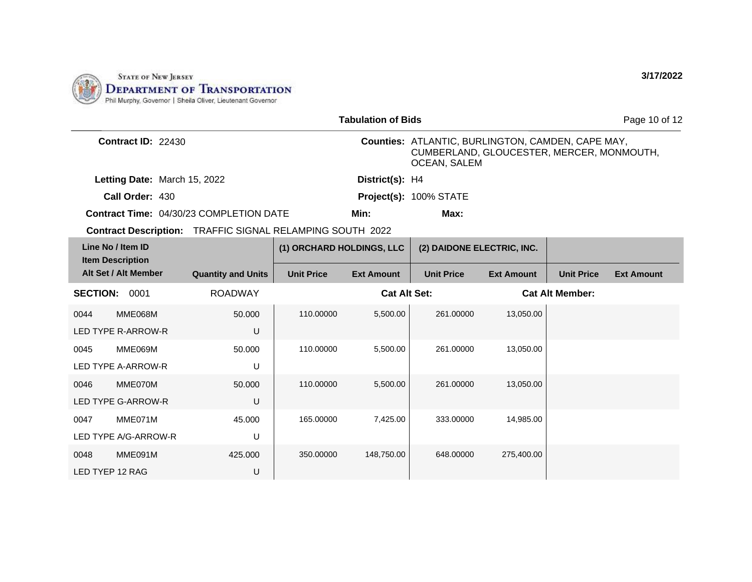State of New Jersey
**Department of Transportation**
Phil Murphy, Governor | Sheila Oliver, Lieutenant Governor

**3/17/2022**

**Tabulation of Bids**

**Contract ID:** 22430

**Counties:** ATLANTIC, BURLINGTON, CAMDEN, CAPE MAY, CUMBERLAND, GLOUCESTER, MERCER, MONMOUTH, OCEAN, SALEM

**Letting Date:** March 15, 2022

**District(s):** H4

**Call Order:** 430

**Project(s):** 100% STATE

**Contract Time:** 04/30/23 COMPLETION DATE

**Min:**

**Max:**

**Contract Description:** TRAFFIC SIGNAL RELAMPING SOUTH 2022

| Line No / Item ID / Item Description / Alt Set / Alt Member | Quantity and Units | (1) ORCHARD HOLDINGS, LLC | | (2) DAIDONE ELECTRIC, INC. | | | |
|---|---|---|---|---|---|---|---|
| | | Unit Price | Ext Amount | Unit Price | Ext Amount | Unit Price | Ext Amount |
| **SECTION: 0001** | ROADWAY | | Cat Alt Set: | | Cat Alt Member: | | |
| 0044 MME068M LED TYPE R-ARROW-R | 50.000 U | 110.00000 | 5,500.00 | 261.00000 | 13,050.00 | | |
| 0045 MME069M LED TYPE A-ARROW-R | 50.000 U | 110.00000 | 5,500.00 | 261.00000 | 13,050.00 | | |
| 0046 MME070M LED TYPE G-ARROW-R | 50.000 U | 110.00000 | 5,500.00 | 261.00000 | 13,050.00 | | |
| 0047 MME071M LED TYPE A/G-ARROW-R | 45.000 U | 165.00000 | 7,425.00 | 333.00000 | 14,985.00 | | |
| 0048 MME091M LED TYEP 12 RAG | 425.000 U | 350.00000 | 148,750.00 | 648.00000 | 275,400.00 | | |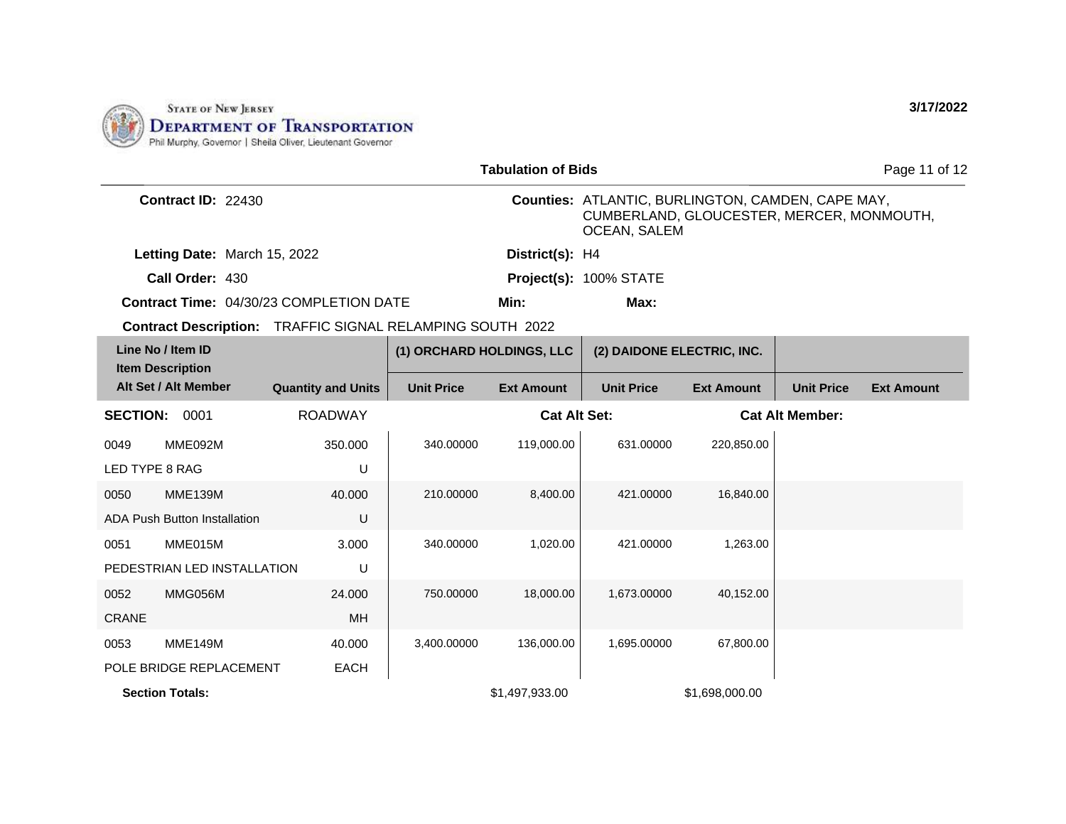STATE OF NEW JERSEY
DEPARTMENT OF TRANSPORTATION
Phil Murphy, Governor | Sheila Oliver, Lieutenant Governor

3/17/2022

## Tabulation of Bids

**Contract ID:** 22430

**Counties:** ATLANTIC, BURLINGTON, CAMDEN, CAPE MAY, CUMBERLAND, GLOUCESTER, MERCER, MONMOUTH, OCEAN, SALEM

**Letting Date:** March 15, 2022

**District(s):** H4

**Call Order:** 430

**Project(s):** 100% STATE

**Contract Time:** 04/30/23 COMPLETION DATE

**Min:**

**Max:**

**Contract Description:** TRAFFIC SIGNAL RELAMPING SOUTH 2022

| Line No / Item ID / Item Description / Alt Set / Alt Member | | Quantity and Units | (1) ORCHARD HOLDINGS, LLC | | (2) DAIDONE ELECTRIC, INC. | | | |
|---|---|---|---|---|---|---|---|---|
| | | | Unit Price | Ext Amount | Unit Price | Ext Amount | Unit Price | Ext Amount |
| **SECTION: 0001** | | ROADWAY | | **Cat Alt Set:** | | **Cat Alt Member:** | | |
| 0049 | MME092M | 350.000 | 340.00000 | 119,000.00 | 631.00000 | 220,850.00 | | |
| LED TYPE 8 RAG | | U | | | | | | |
| 0050 | MME139M | 40.000 | 210.00000 | 8,400.00 | 421.00000 | 16,840.00 | | |
| ADA Push Button Installation | | U | | | | | | |
| 0051 | MME015M | 3.000 | 340.00000 | 1,020.00 | 421.00000 | 1,263.00 | | |
| PEDESTRIAN LED INSTALLATION | | U | | | | | | |
| 0052 | MMG056M | 24.000 | 750.00000 | 18,000.00 | 1,673.00000 | 40,152.00 | | |
| CRANE | | MH | | | | | | |
| 0053 | MME149M | 40.000 | 3,400.00000 | 136,000.00 | 1,695.00000 | 67,800.00 | | |
| POLE BRIDGE REPLACEMENT | | EACH | | | | | | |
| **Section Totals:** | | | | $1,497,933.00 | | $1,698,000.00 | | |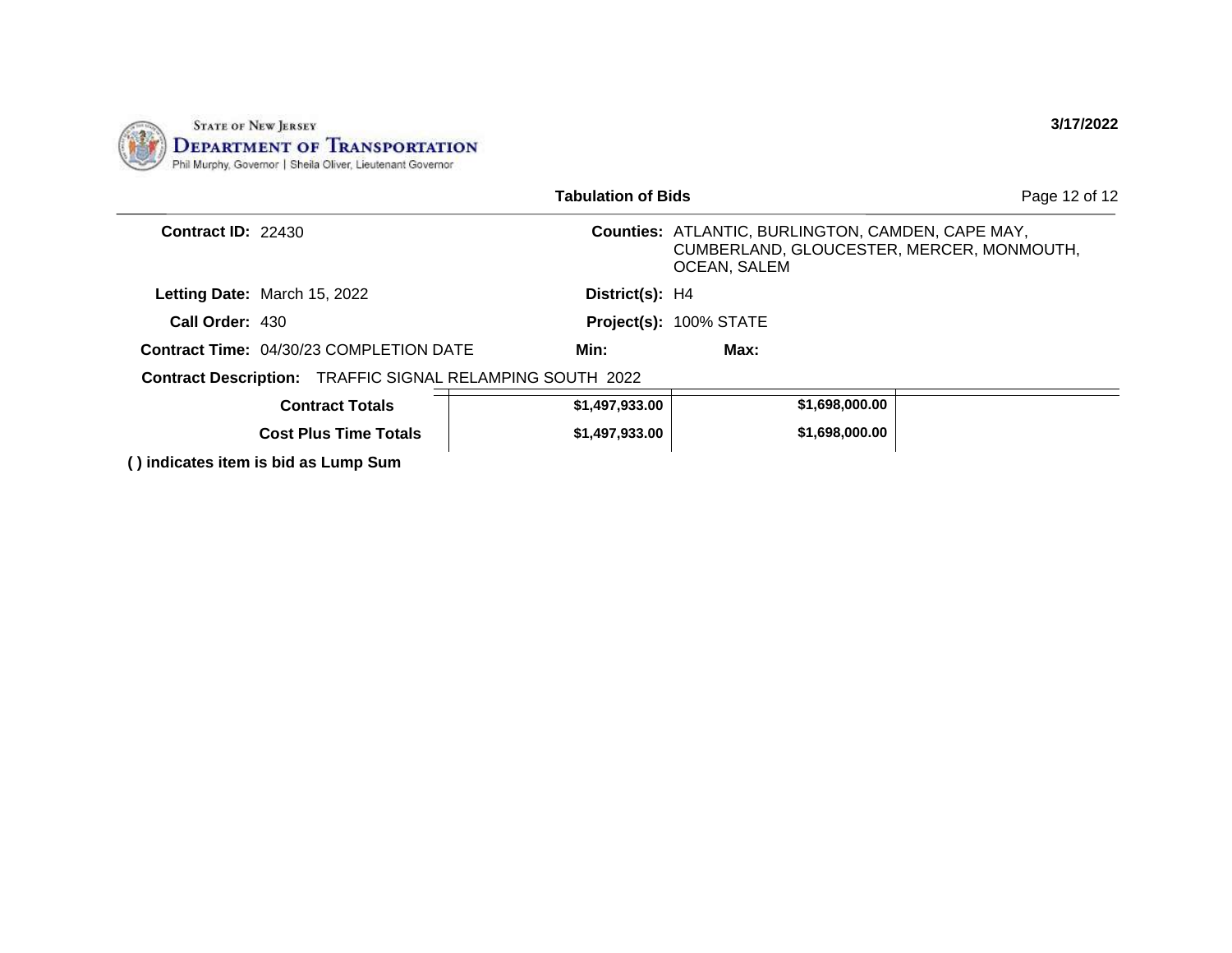STATE OF NEW JERSEY
**DEPARTMENT OF TRANSPORTATION**
Phil Murphy, Governor | Sheila Oliver, Lieutenant Governor

**3/17/2022**

**Tabulation of Bids**

**Contract ID:** 22430

**Counties:** ATLANTIC, BURLINGTON, CAMDEN, CAPE MAY, CUMBERLAND, GLOUCESTER, MERCER, MONMOUTH, OCEAN, SALEM

**Letting Date:** March 15, 2022

**District(s):** H4

**Call Order:** 430

**Project(s):** 100% STATE

**Contract Time:** 04/30/23 COMPLETION DATE

**Min:**

**Max:**

**Contract Description:** TRAFFIC SIGNAL RELAMPING SOUTH 2022

| | | | |
|---|---|---|---|
| **Contract Totals** | **$1,497,933.00** | **$1,698,000.00** | |
| **Cost Plus Time Totals** | **$1,497,933.00** | **$1,698,000.00** | |

**( ) indicates item is bid as Lump Sum**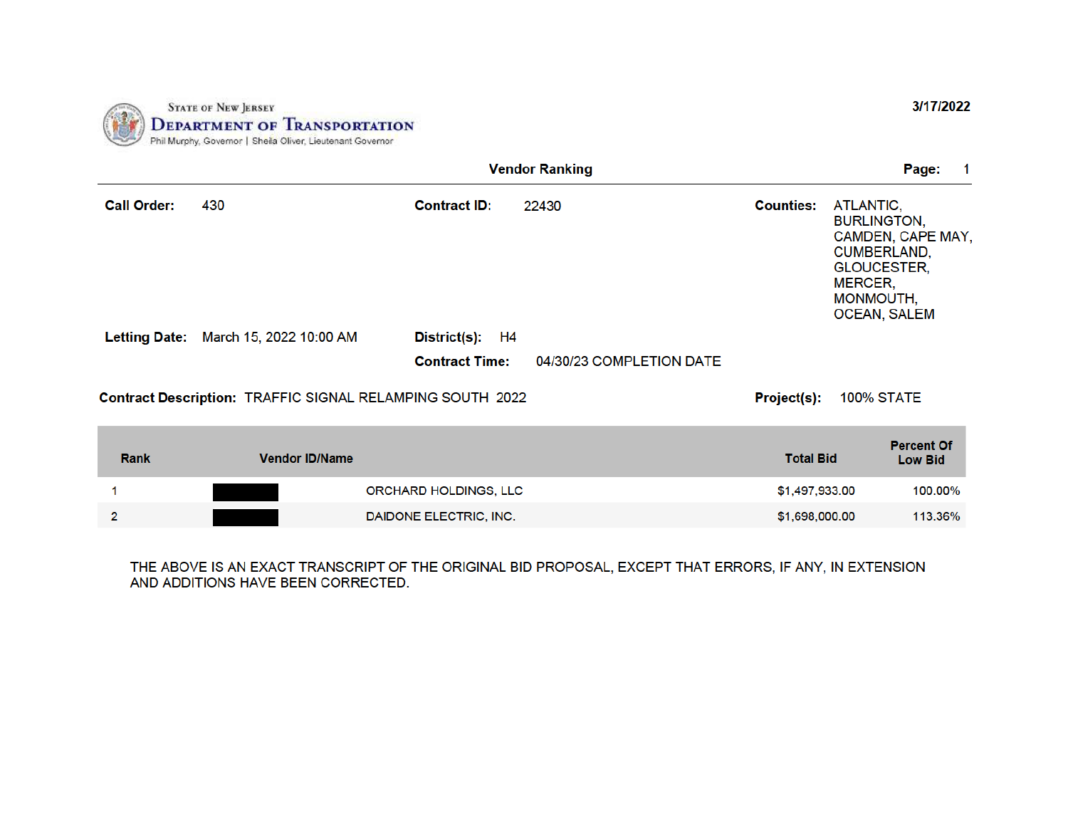State of New Jersey
**Department of Transportation**
Phil Murphy, Governor | Sheila Oliver, Lieutenant Governor

3/17/2022

## Vendor Ranking

Page: 1

**Call Order:** 430

**Contract ID:** 22430

**Counties:** ATLANTIC, BURLINGTON, CAMDEN, CAPE MAY, CUMBERLAND, GLOUCESTER, MERCER, MONMOUTH, OCEAN, SALEM

**Letting Date:** March 15, 2022 10:00 AM

**District(s):** H4

**Contract Time:** 04/30/23 COMPLETION DATE

**Contract Description:** TRAFFIC SIGNAL RELAMPING SOUTH 2022

**Project(s):** 100% STATE

| Rank | Vendor ID/Name | | Total Bid | Percent Of Low Bid |
|---|---|---|---|---|
| 1 | [REDACTED] | ORCHARD HOLDINGS, LLC | $1,497,933.00 | 100.00% |
| 2 | [REDACTED] | DAIDONE ELECTRIC, INC. | $1,698,000.00 | 113.36% |

THE ABOVE IS AN EXACT TRANSCRIPT OF THE ORIGINAL BID PROPOSAL, EXCEPT THAT ERRORS, IF ANY, IN EXTENSION AND ADDITIONS HAVE BEEN CORRECTED.